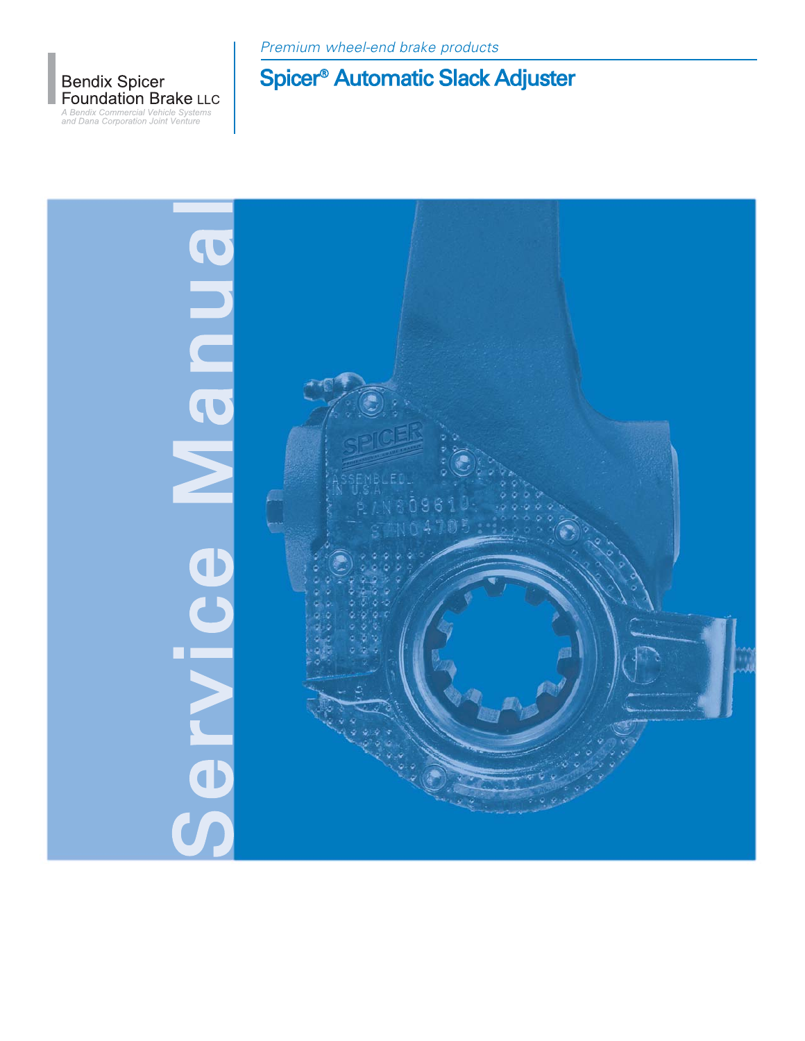Bendix Spicer Foundation Brake LLC

*A Bendix Commercial Vehicle Systems and Dana Corporation Joint Venture*

*Premium wheel-end brake products*

# Spicer® Automatic Slack Adjuster

# Service Manual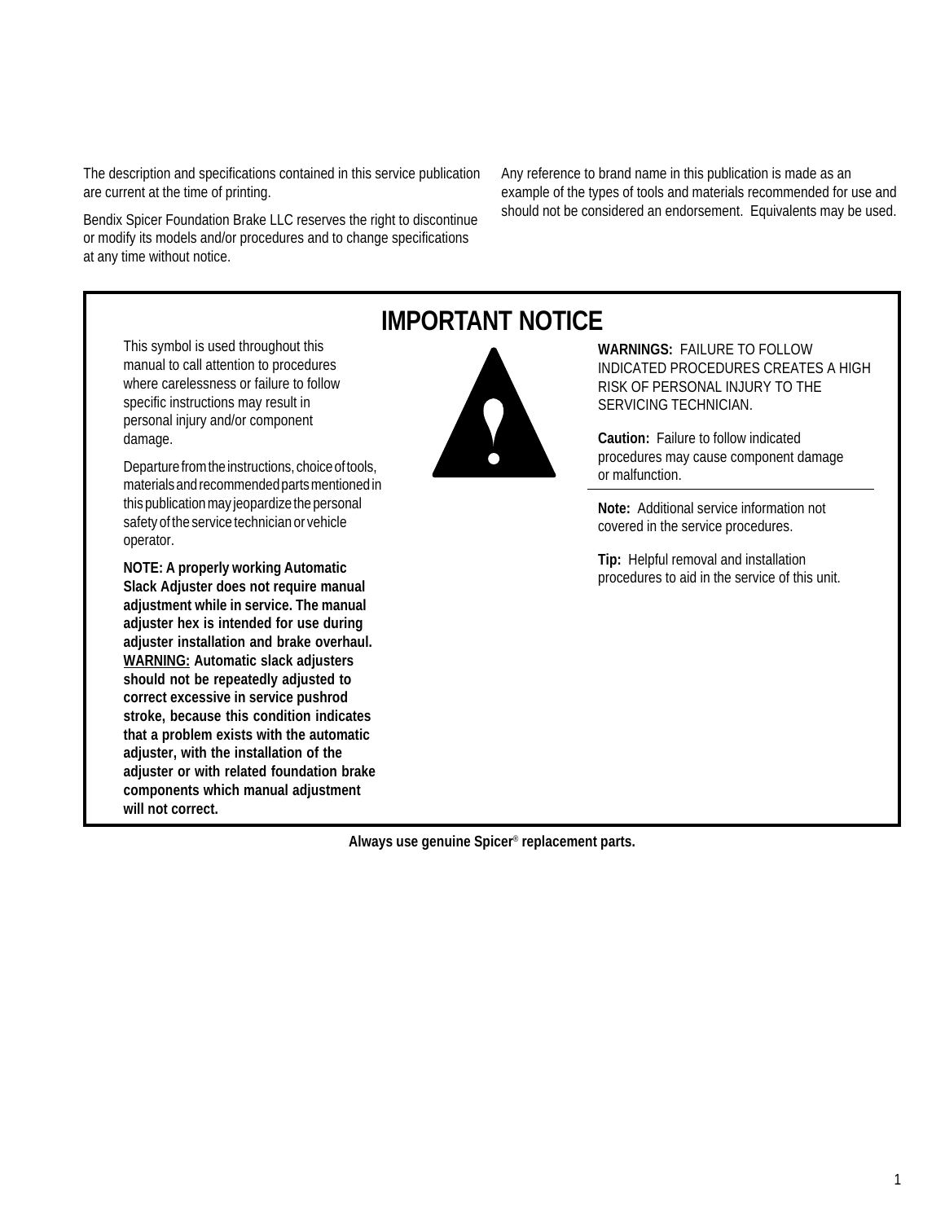The description and specifications contained in this service publication are current at the time of printing.

Bendix Spicer Foundation Brake LLC reserves the right to discontinue or modify its models and/or procedures and to change specifications at any time without notice.

Any reference to brand name in this publication is made as an example of the types of tools and materials recommended for use and should not be considered an endorsement. Equivalents may be used.

## IMPORTANT NOTICE

This symbol is used throughout this manual to call attention to procedures where carelessness or failure to follow specific instructions may result in personal injury and/or component damage.

Departure from the instructions, choice of tools, materials and recommended parts mentioned in this publication may jeopardize the personal safety of the service technician or vehicle operator.

**NOTE: A properly working Automatic Slack Adjuster does not require manual adjustment while in service. The manual adjuster hex is intended for use during adjuster installation and brake overhaul. WARNING: Automatic slack adjusters should not be repeatedly adjusted to correct excessive in service pushrod stroke, because this condition indicates that a problem exists with the automatic adjuster, with the installation of the adjuster or with related foundation brake components which manual adjustment will not correct.**

**WARNINGS:** FAILURE TO FOLLOW INDICATED PROCEDURES CREATES A HIGH RISK OF PERSONAL INJURY TO THE SERVICING TECHNICIAN.

**Caution:** Failure to follow indicated procedures may cause component damage or malfunction.

**Note:** Additional service information not covered in the service procedures.

**Tip:** Helpful removal and installation procedures to aid in the service of this unit.

**Always use genuine Spicer® replacement parts.**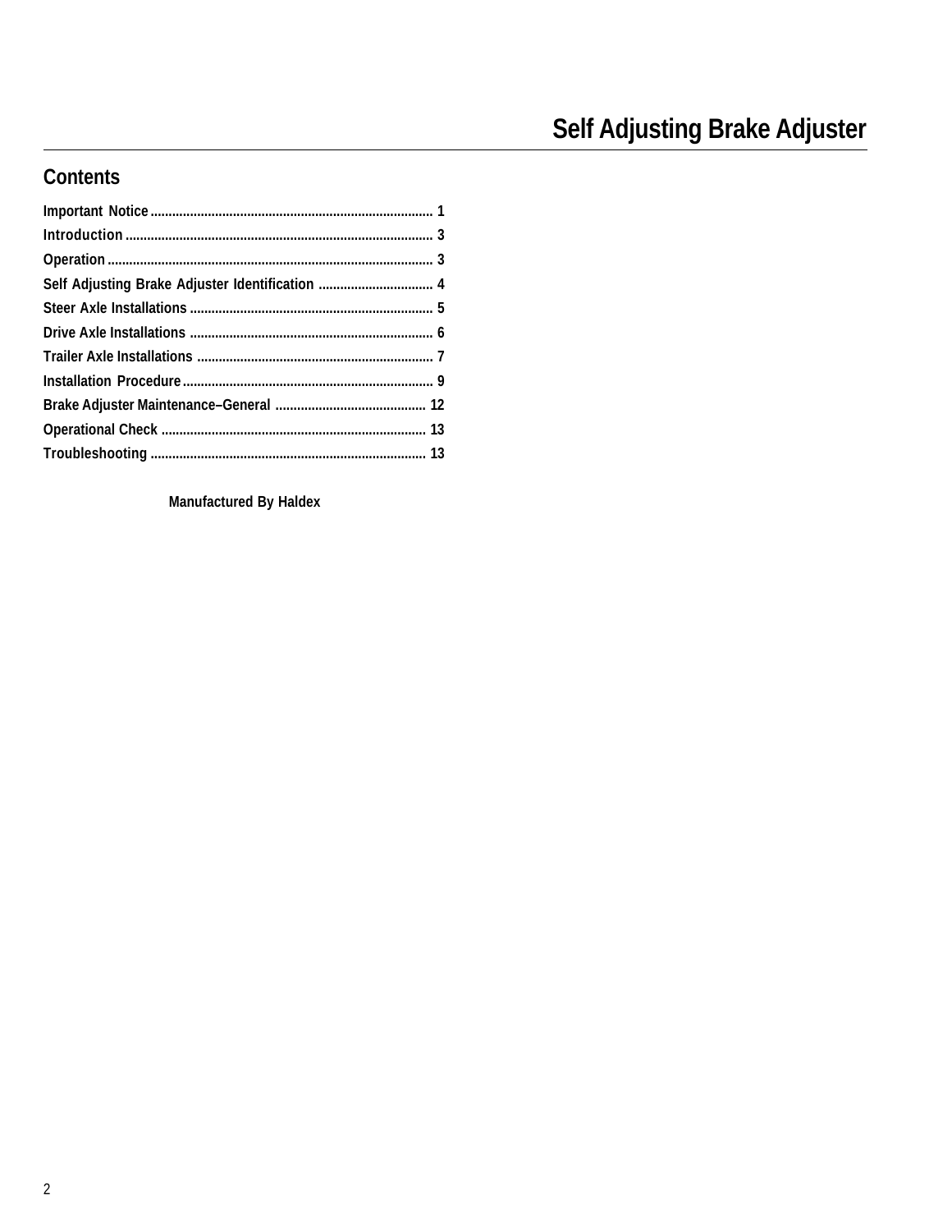# Self Adjusting Brake Adjuster

## Contents

Important Notice ........ 1
Introduction ........ 3
Operation ........ 3
Self Adjusting Brake Adjuster Identification ........ 4
Steer Axle Installations ........ 5
Drive Axle Installations ........ 6
Trailer Axle Installations ........ 7
Installation Procedure ........ 9
Brake Adjuster Maintenance–General ........ 12
Operational Check ........ 13
Troubleshooting ........ 13

**Manufactured By Haldex**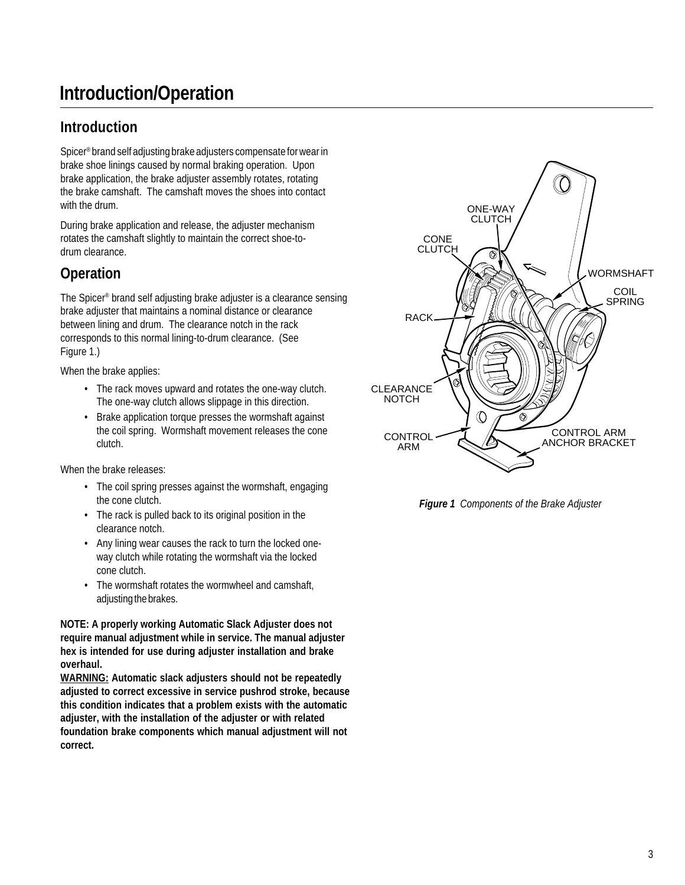# Introduction/Operation

## Introduction

Spicer® brand self adjusting brake adjusters compensate for wear in brake shoe linings caused by normal braking operation. Upon brake application, the brake adjuster assembly rotates, rotating the brake camshaft. The camshaft moves the shoes into contact with the drum.

During brake application and release, the adjuster mechanism rotates the camshaft slightly to maintain the correct shoe-to-drum clearance.

## Operation

The Spicer® brand self adjusting brake adjuster is a clearance sensing brake adjuster that maintains a nominal distance or clearance between lining and drum. The clearance notch in the rack corresponds to this normal lining-to-drum clearance. (See Figure 1.)

When the brake applies:

- The rack moves upward and rotates the one-way clutch. The one-way clutch allows slippage in this direction.
- Brake application torque presses the wormshaft against the coil spring. Wormshaft movement releases the cone clutch.

When the brake releases:

- The coil spring presses against the wormshaft, engaging the cone clutch.
- The rack is pulled back to its original position in the clearance notch.
- Any lining wear causes the rack to turn the locked one-way clutch while rotating the wormshaft via the locked cone clutch.
- The wormshaft rotates the wormwheel and camshaft, adjusting the brakes.

**NOTE: A properly working Automatic Slack Adjuster does not require manual adjustment while in service. The manual adjuster hex is intended for use during adjuster installation and brake overhaul.**
**WARNING: Automatic slack adjusters should not be repeatedly adjusted to correct excessive in service pushrod stroke, because this condition indicates that a problem exists with the automatic adjuster, with the installation of the adjuster or with related foundation brake components which manual adjustment will not correct.**

ONE-WAY CLUTCH
CONE CLUTCH
WORMSHAFT
COIL SPRING
RACK
CLEARANCE NOTCH
CONTROL ARM
CONTROL ARM ANCHOR BRACKET

*Figure 1 Components of the Brake Adjuster*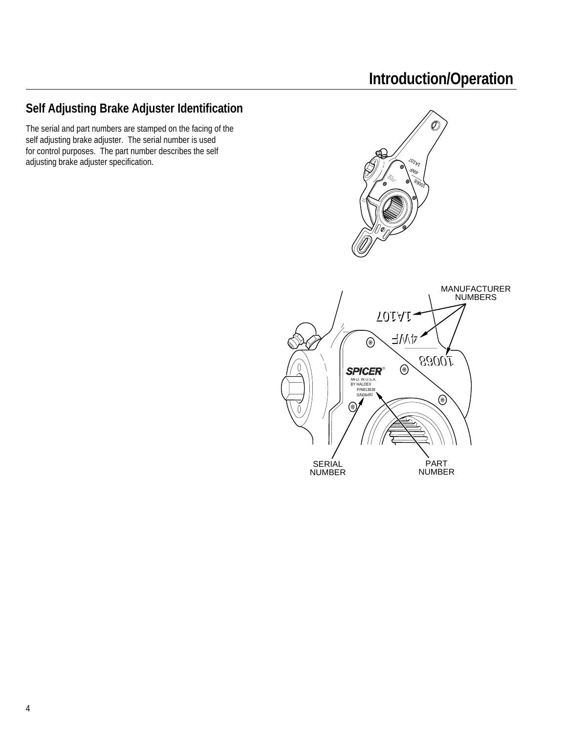## Self Adjusting Brake Adjuster Identification

The serial and part numbers are stamped on the facing of the self adjusting brake adjuster. The serial number is used for control purposes. The part number describes the self adjusting brake adjuster specification.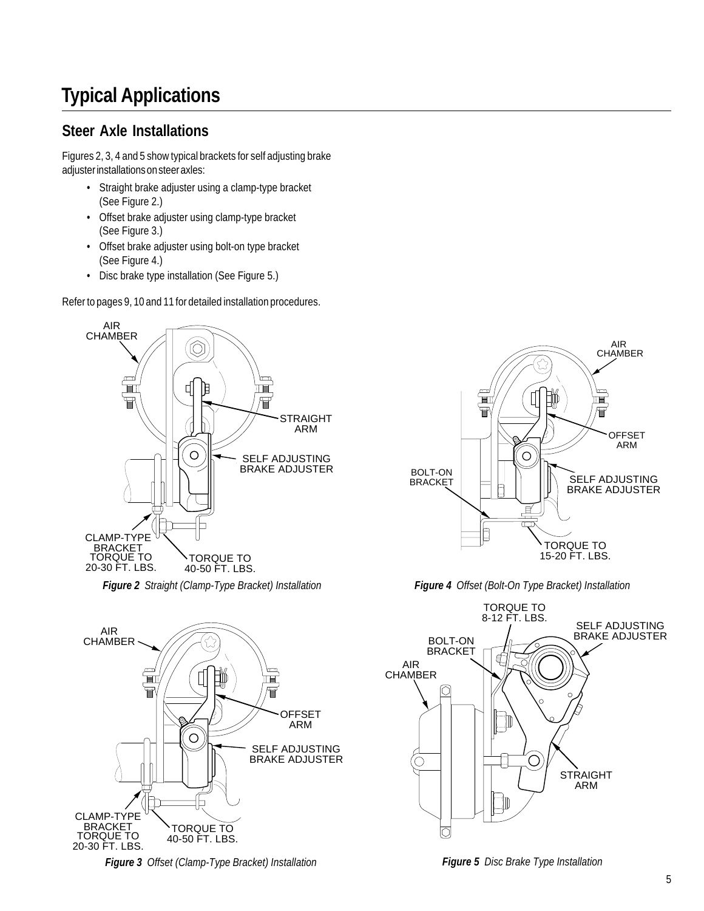# Typical Applications

## Steer Axle Installations

Figures 2, 3, 4 and 5 show typical brackets for self adjusting brake adjuster installations on steer axles:

- Straight brake adjuster using a clamp-type bracket (See Figure 2.)
- Offset brake adjuster using clamp-type bracket (See Figure 3.)
- Offset brake adjuster using bolt-on type bracket (See Figure 4.)
- Disc brake type installation (See Figure 5.)

Refer to pages 9, 10 and 11 for detailed installation procedures.

AIR CHAMBER

STRAIGHT ARM

SELF ADJUSTING BRAKE ADJUSTER

CLAMP-TYPE BRACKET TORQUE TO 20-30 FT. LBS.

TORQUE TO 40-50 FT. LBS.

***Figure 2*** *Straight (Clamp-Type Bracket) Installation*

AIR CHAMBER

OFFSET ARM

BOLT-ON BRACKET

SELF ADJUSTING BRAKE ADJUSTER

TORQUE TO 15-20 FT. LBS.

***Figure 4*** *Offset (Bolt-On Type Bracket) Installation*

AIR CHAMBER

OFFSET ARM

SELF ADJUSTING BRAKE ADJUSTER

CLAMP-TYPE BRACKET TORQUE TO 20-30 FT. LBS.

TORQUE TO 40-50 FT. LBS.

***Figure 3*** *Offset (Clamp-Type Bracket) Installation*

TORQUE TO 8-12 FT. LBS.

SELF ADJUSTING BRAKE ADJUSTER

BOLT-ON BRACKET

AIR CHAMBER

STRAIGHT ARM

***Figure 5*** *Disc Brake Type Installation*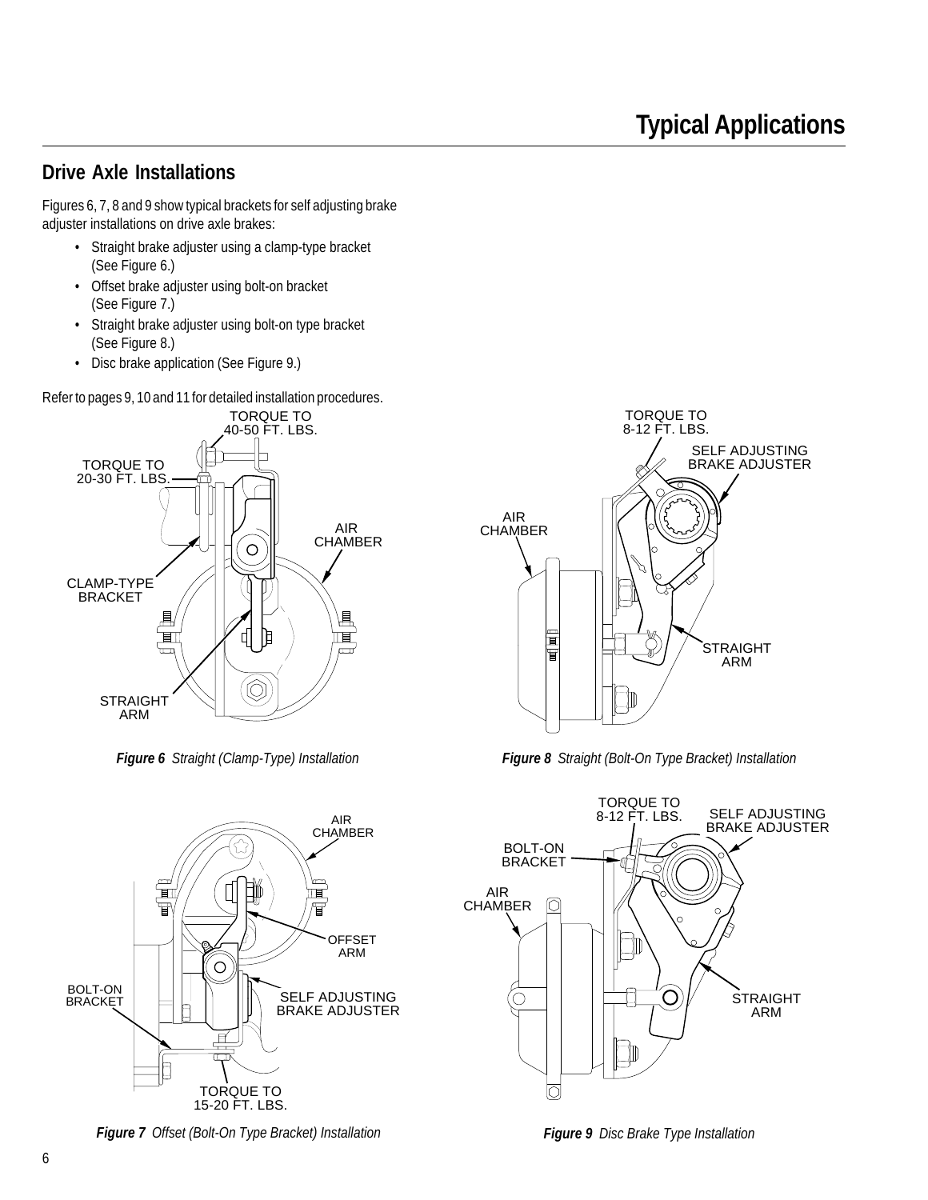# Typical Applications

## Drive Axle Installations

Figures 6, 7, 8 and 9 show typical brackets for self adjusting brake adjuster installations on drive axle brakes:

- Straight brake adjuster using a clamp-type bracket (See Figure 6.)
- Offset brake adjuster using bolt-on bracket (See Figure 7.)
- Straight brake adjuster using bolt-on type bracket (See Figure 8.)
- Disc brake application (See Figure 9.)

Refer to pages 9, 10 and 11 for detailed installation procedures.

TORQUE TO 40-50 FT. LBS.
TORQUE TO 20-30 FT. LBS.
AIR CHAMBER
CLAMP-TYPE BRACKET
STRAIGHT ARM

***Figure 6*** *Straight (Clamp-Type) Installation*

TORQUE TO 8-12 FT. LBS.
SELF ADJUSTING BRAKE ADJUSTER
AIR CHAMBER
STRAIGHT ARM

***Figure 8*** *Straight (Bolt-On Type Bracket) Installation*

AIR CHAMBER
OFFSET ARM
BOLT-ON BRACKET
SELF ADJUSTING BRAKE ADJUSTER
TORQUE TO 15-20 FT. LBS.

***Figure 7*** *Offset (Bolt-On Type Bracket) Installation*

TORQUE TO 8-12 FT. LBS.
SELF ADJUSTING BRAKE ADJUSTER
BOLT-ON BRACKET
AIR CHAMBER
STRAIGHT ARM

***Figure 9*** *Disc Brake Type Installation*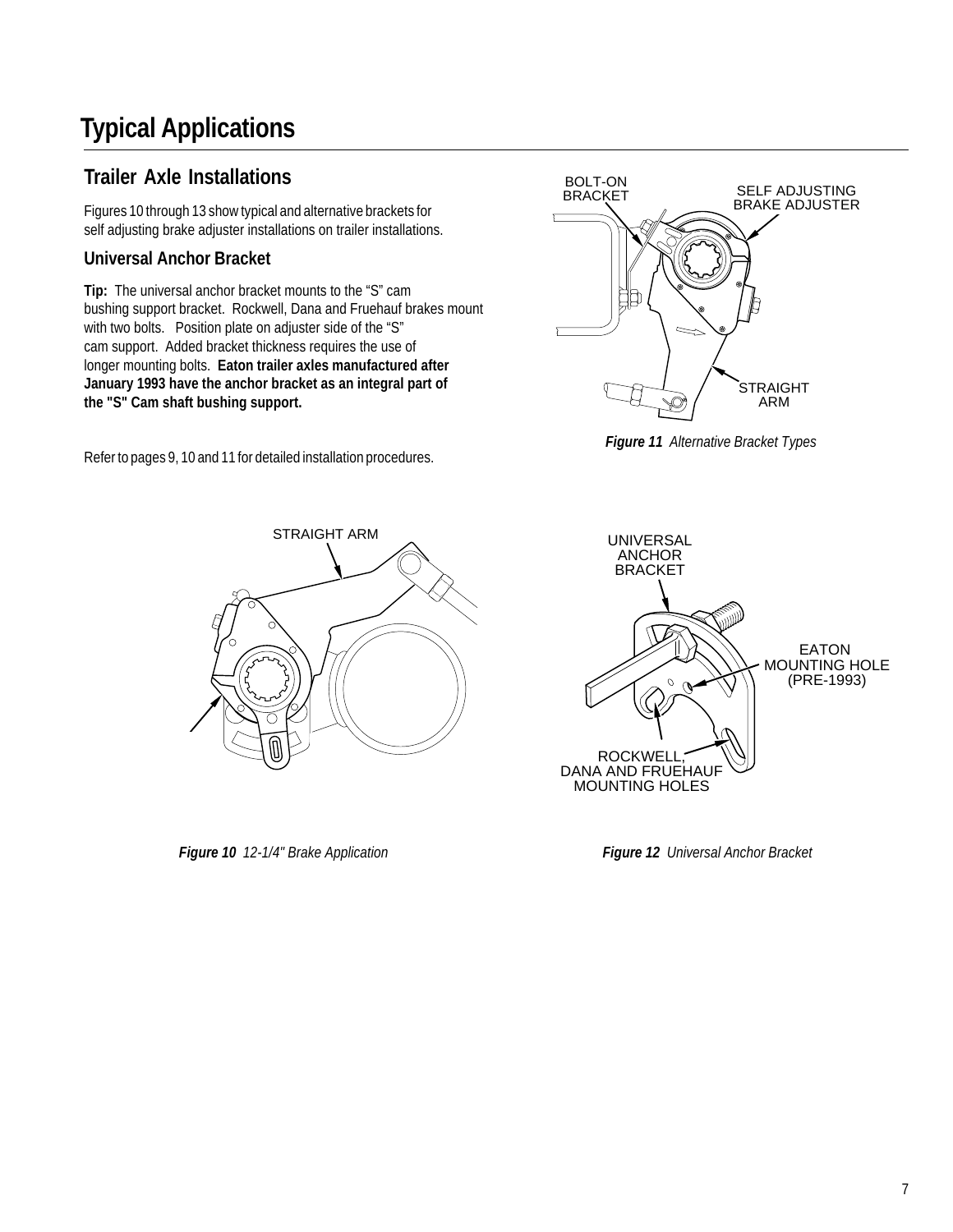# Typical Applications

## Trailer Axle Installations

Figures 10 through 13 show typical and alternative brackets for self adjusting brake adjuster installations on trailer installations.

### Universal Anchor Bracket

**Tip:** The universal anchor bracket mounts to the "S" cam bushing support bracket. Rockwell, Dana and Fruehauf brakes mount with two bolts. Position plate on adjuster side of the "S" cam support. Added bracket thickness requires the use of longer mounting bolts. **Eaton trailer axles manufactured after January 1993 have the anchor bracket as an integral part of the "S" Cam shaft bushing support.**

Refer to pages 9, 10 and 11 for detailed installation procedures.

***Figure 11*** *Alternative Bracket Types*

***Figure 10*** *12-1/4" Brake Application*

***Figure 12*** *Universal Anchor Bracket*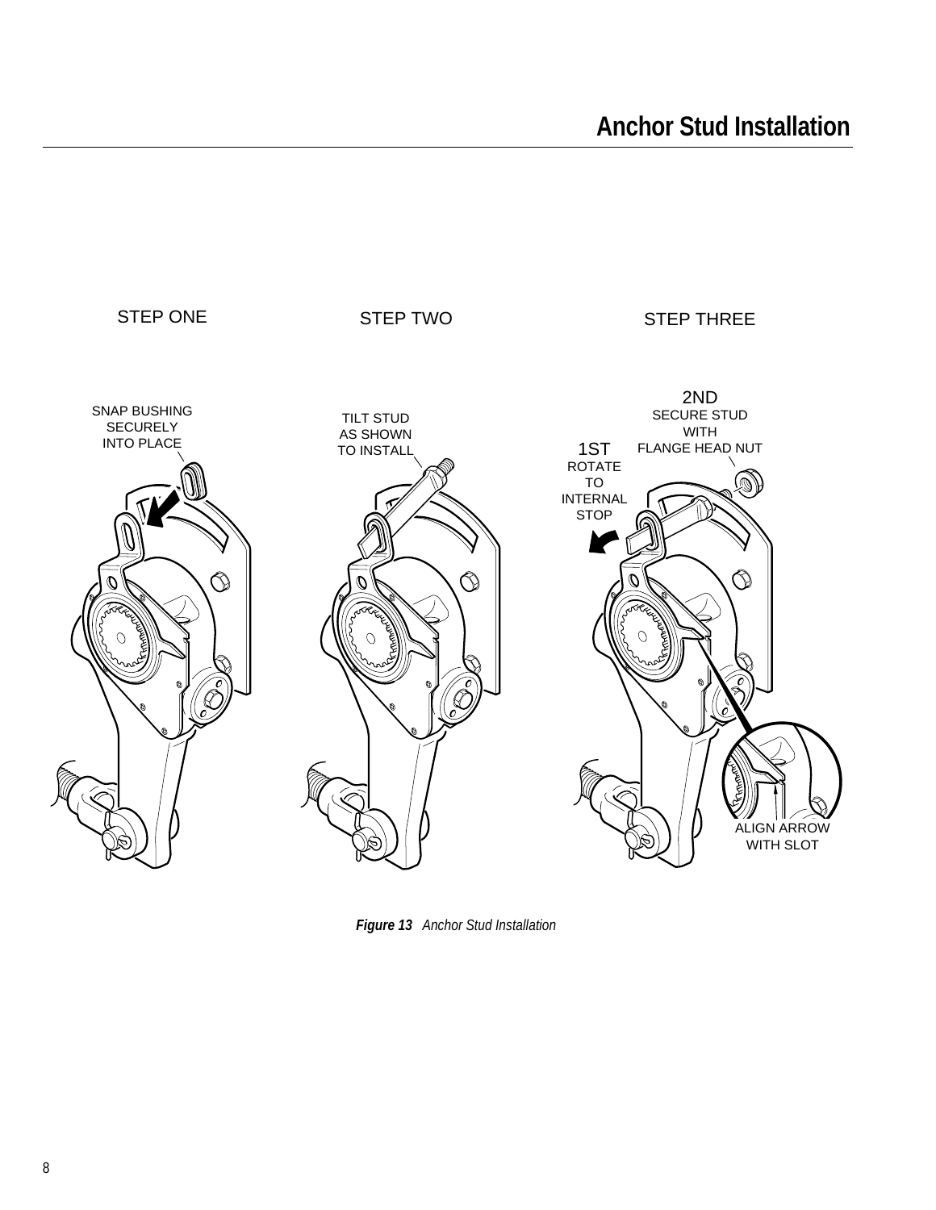# Anchor Stud Installation

STEP ONE

SNAP BUSHING SECURELY INTO PLACE

STEP TWO

TILT STUD AS SHOWN TO INSTALL

STEP THREE

1ST ROTATE TO INTERNAL STOP

2ND SECURE STUD WITH FLANGE HEAD NUT

ALIGN ARROW WITH SLOT

***Figure 13*** *Anchor Stud Installation*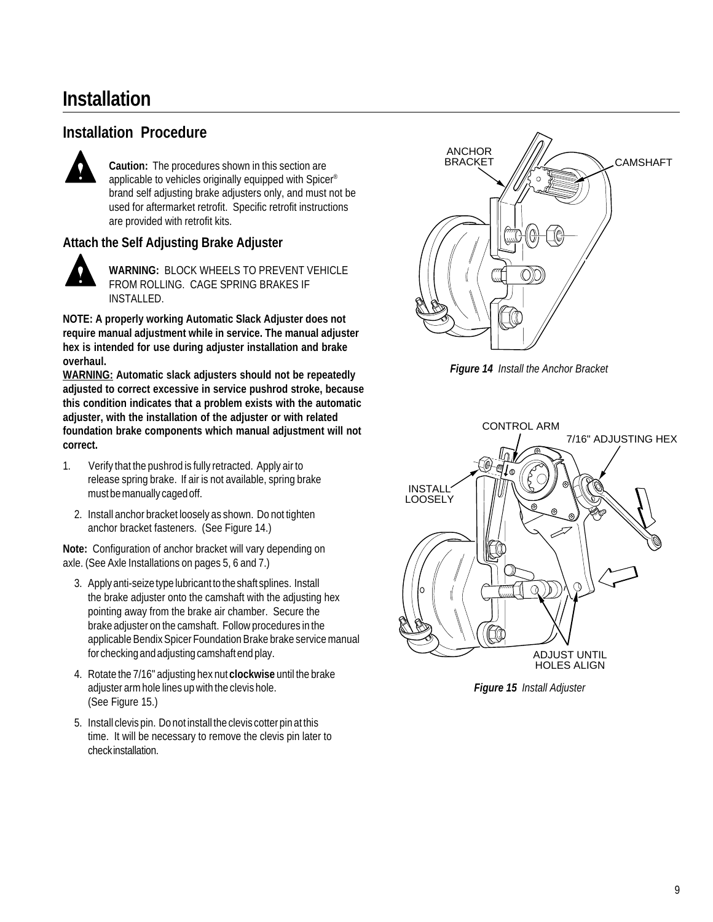# Installation

## Installation Procedure

**Caution:** The procedures shown in this section are applicable to vehicles originally equipped with Spicer® brand self adjusting brake adjusters only, and must not be used for aftermarket retrofit. Specific retrofit instructions are provided with retrofit kits.

### Attach the Self Adjusting Brake Adjuster

**WARNING:** BLOCK WHEELS TO PREVENT VEHICLE FROM ROLLING. CAGE SPRING BRAKES IF INSTALLED.

**NOTE: A properly working Automatic Slack Adjuster does not require manual adjustment while in service. The manual adjuster hex is intended for use during adjuster installation and brake overhaul.**

**WARNING: Automatic slack adjusters should not be repeatedly adjusted to correct excessive in service pushrod stroke, because this condition indicates that a problem exists with the automatic adjuster, with the installation of the adjuster or with related foundation brake components which manual adjustment will not correct.**

1. Verify that the pushrod is fully retracted. Apply air to release spring brake. If air is not available, spring brake must be manually caged off.

2. Install anchor bracket loosely as shown. Do not tighten anchor bracket fasteners. (See Figure 14.)

**Note:** Configuration of anchor bracket will vary depending on axle. (See Axle Installations on pages 5, 6 and 7.)

3. Apply anti-seize type lubricant to the shaft splines. Install the brake adjuster onto the camshaft with the adjusting hex pointing away from the brake air chamber. Secure the brake adjuster on the camshaft. Follow procedures in the applicable Bendix Spicer Foundation Brake brake service manual for checking and adjusting camshaft end play.

4. Rotate the 7/16" adjusting hex nut **clockwise** until the brake adjuster arm hole lines up with the clevis hole. (See Figure 15.)

5. Install clevis pin. Do not install the clevis cotter pin at this time. It will be necessary to remove the clevis pin later to check installation.

ANCHOR BRACKET
CAMSHAFT

***Figure 14*** *Install the Anchor Bracket*

CONTROL ARM
7/16" ADJUSTING HEX
INSTALL LOOSELY
ADJUST UNTIL HOLES ALIGN

***Figure 15*** *Install Adjuster*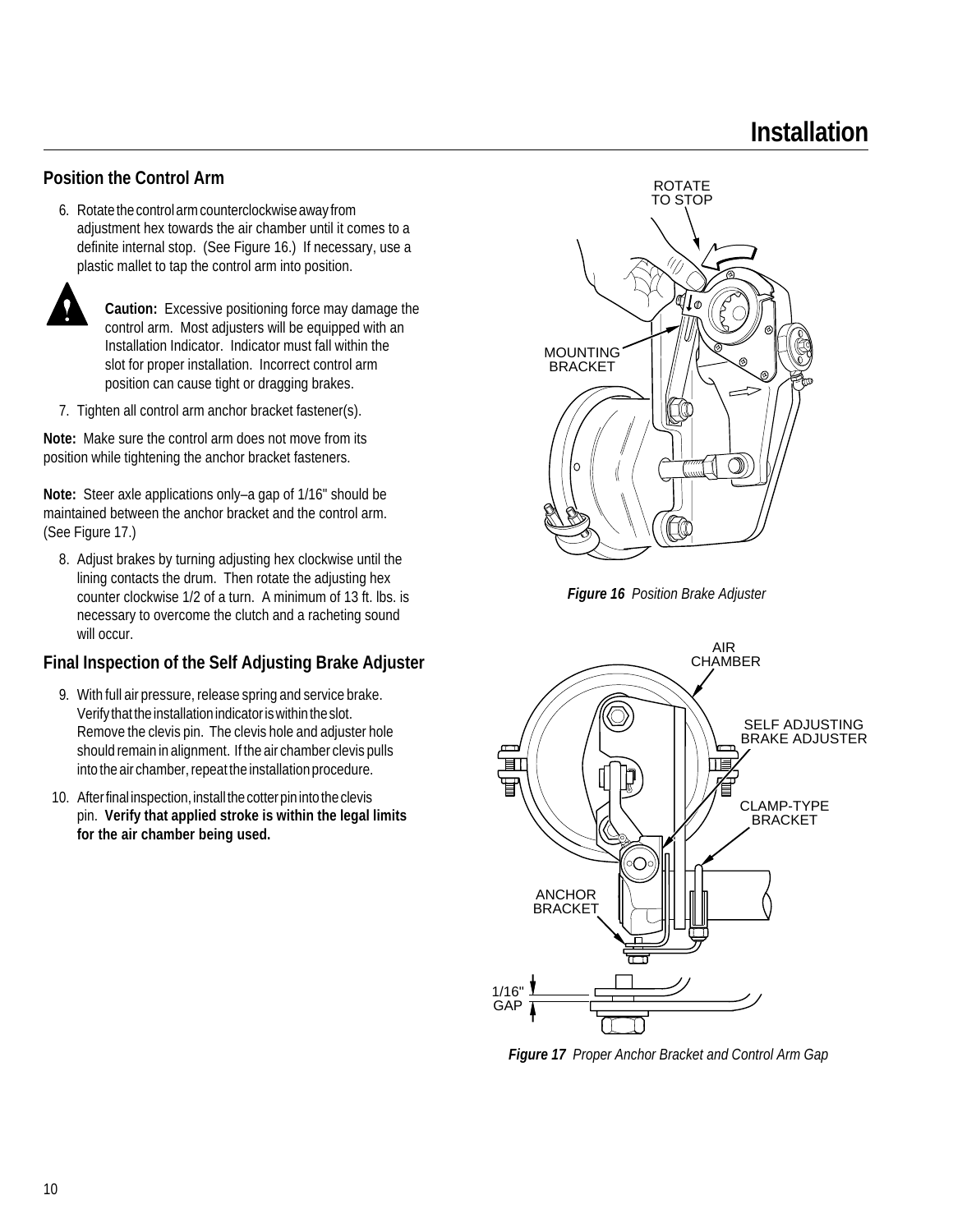## Position the Control Arm

6. Rotate the control arm counterclockwise away from adjustment hex towards the air chamber until it comes to a definite internal stop. (See Figure 16.) If necessary, use a plastic mallet to tap the control arm into position.

**Caution:** Excessive positioning force may damage the control arm. Most adjusters will be equipped with an Installation Indicator. Indicator must fall within the slot for proper installation. Incorrect control arm position can cause tight or dragging brakes.

7. Tighten all control arm anchor bracket fastener(s).

**Note:** Make sure the control arm does not move from its position while tightening the anchor bracket fasteners.

**Note:** Steer axle applications only–a gap of 1/16" should be maintained between the anchor bracket and the control arm. (See Figure 17.)

8. Adjust brakes by turning adjusting hex clockwise until the lining contacts the drum. Then rotate the adjusting hex counter clockwise 1/2 of a turn. A minimum of 13 ft. lbs. is necessary to overcome the clutch and a racheting sound will occur.

## Final Inspection of the Self Adjusting Brake Adjuster

9. With full air pressure, release spring and service brake. Verify that the installation indicator is within the slot. Remove the clevis pin. The clevis hole and adjuster hole should remain in alignment. If the air chamber clevis pulls into the air chamber, repeat the installation procedure.

10. After final inspection, install the cotter pin into the clevis pin. **Verify that applied stroke is within the legal limits for the air chamber being used.**

ROTATE TO STOP

MOUNTING BRACKET

***Figure 16*** *Position Brake Adjuster*

AIR CHAMBER

SELF ADJUSTING BRAKE ADJUSTER

CLAMP-TYPE BRACKET

ANCHOR BRACKET

1/16" GAP

***Figure 17*** *Proper Anchor Bracket and Control Arm Gap*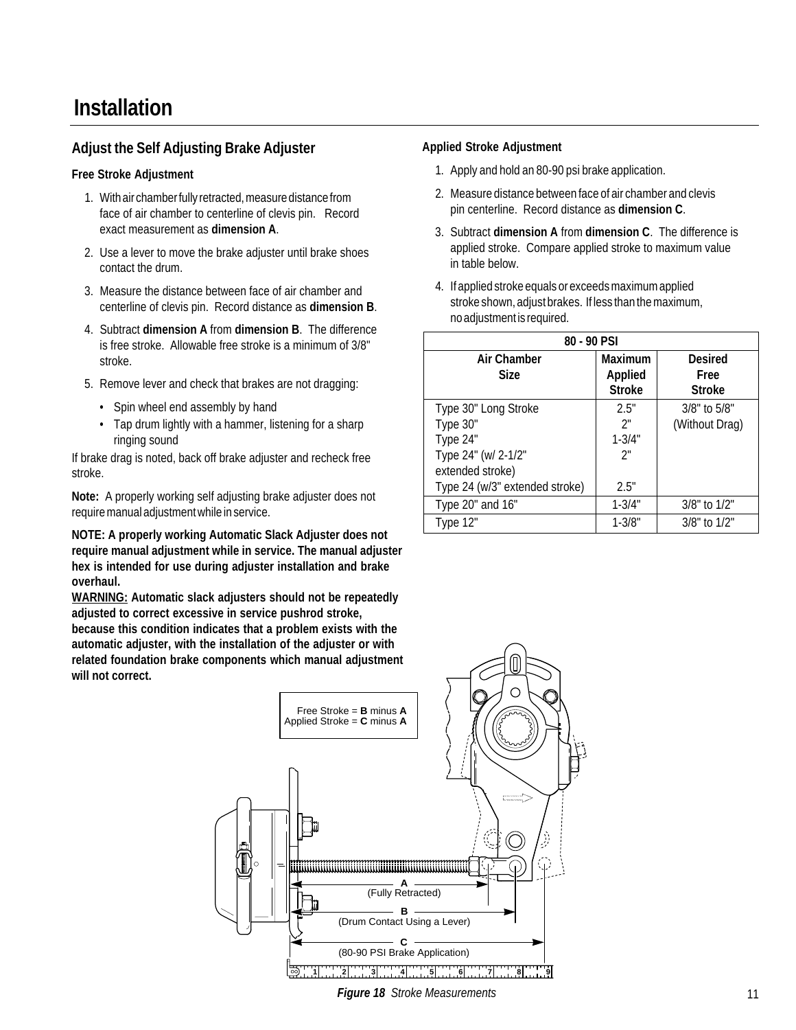# Installation

## Adjust the Self Adjusting Brake Adjuster

**Free Stroke Adjustment**

1. With air chamber fully retracted, measure distance from face of air chamber to centerline of clevis pin. Record exact measurement as **dimension A**.
2. Use a lever to move the brake adjuster until brake shoes contact the drum.
3. Measure the distance between face of air chamber and centerline of clevis pin. Record distance as **dimension B**.
4. Subtract **dimension A** from **dimension B**. The difference is free stroke. Allowable free stroke is a minimum of 3/8" stroke.
5. Remove lever and check that brakes are not dragging:
   - Spin wheel end assembly by hand
   - Tap drum lightly with a hammer, listening for a sharp ringing sound

If brake drag is noted, back off brake adjuster and recheck free stroke.

**Note:** A properly working self adjusting brake adjuster does not require manual adjustment while in service.

**NOTE: A properly working Automatic Slack Adjuster does not require manual adjustment while in service. The manual adjuster hex is intended for use during adjuster installation and brake overhaul.**

**WARNING: Automatic slack adjusters should not be repeatedly adjusted to correct excessive in service pushrod stroke, because this condition indicates that a problem exists with the automatic adjuster, with the installation of the adjuster or with related foundation brake components which manual adjustment will not correct.**

**Applied Stroke Adjustment**

1. Apply and hold an 80-90 psi brake application.
2. Measure distance between face of air chamber and clevis pin centerline. Record distance as **dimension C**.
3. Subtract **dimension A** from **dimension C**. The difference is applied stroke. Compare applied stroke to maximum value in table below.
4. If applied stroke equals or exceeds maximum applied stroke shown, adjust brakes. If less than the maximum, no adjustment is required.

| 80 - 90 PSI | | |
|---|---|---|
| **Air Chamber Size** | **Maximum Applied Stroke** | **Desired Free Stroke** |
| Type 30" Long Stroke<br>Type 30"<br>Type 24"<br>Type 24" (w/ 2-1/2" extended stroke)<br>Type 24 (w/3" extended stroke) | 2.5"<br>2"<br>1-3/4"<br>2"<br>2.5" | 3/8" to 5/8"<br>(Without Drag) |
| Type 20" and 16" | 1-3/4" | 3/8" to 1/2" |
| Type 12" | 1-3/8" | 3/8" to 1/2" |

Free Stroke = **B** minus **A**
Applied Stroke = **C** minus **A**

**A** (Fully Retracted)
**B** (Drum Contact Using a Lever)
**C** (80-90 PSI Brake Application)

***Figure 18*** *Stroke Measurements*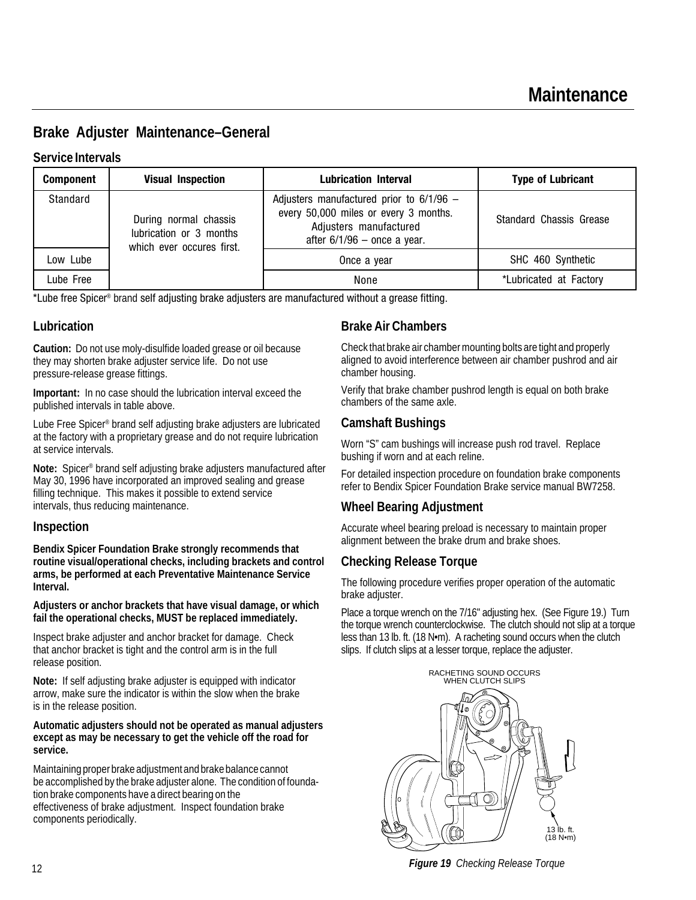# Maintenance

## Brake Adjuster Maintenance–General

### Service Intervals

| Component | Visual Inspection | Lubrication Interval | Type of Lubricant |
|---|---|---|---|
| Standard | During normal chassis lubrication or 3 months which ever occures first. | Adjusters manufactured prior to 6/1/96 – every 50,000 miles or every 3 months. Adjusters manufactured after 6/1/96 – once a year. | Standard Chassis Grease |
| Low Lube | | Once a year | SHC 460 Synthetic |
| Lube Free | | None | *Lubricated at Factory |

*Lube free Spicer® brand self adjusting brake adjusters are manufactured without a grease fitting.

### Lubrication

**Caution:** Do not use moly-disulfide loaded grease or oil because they may shorten brake adjuster service life. Do not use pressure-release grease fittings.

**Important:** In no case should the lubrication interval exceed the published intervals in table above.

Lube Free Spicer® brand self adjusting brake adjusters are lubricated at the factory with a proprietary grease and do not require lubrication at service intervals.

**Note:** Spicer® brand self adjusting brake adjusters manufactured after May 30, 1996 have incorporated an improved sealing and grease filling technique. This makes it possible to extend service intervals, thus reducing maintenance.

### Inspection

**Bendix Spicer Foundation Brake strongly recommends that routine visual/operational checks, including brackets and control arms, be performed at each Preventative Maintenance Service Interval.**

**Adjusters or anchor brackets that have visual damage, or which fail the operational checks, MUST be replaced immediately.**

Inspect brake adjuster and anchor bracket for damage. Check that anchor bracket is tight and the control arm is in the full release position.

**Note:** If self adjusting brake adjuster is equipped with indicator arrow, make sure the indicator is within the slow when the brake is in the release position.

**Automatic adjusters should not be operated as manual adjusters except as may be necessary to get the vehicle off the road for service.**

Maintaining proper brake adjustment and brake balance cannot be accomplished by the brake adjuster alone. The condition of foundation brake components have a direct bearing on the effectiveness of brake adjustment. Inspect foundation brake components periodically.

### Brake Air Chambers

Check that brake air chamber mounting bolts are tight and properly aligned to avoid interference between air chamber pushrod and air chamber housing.

Verify that brake chamber pushrod length is equal on both brake chambers of the same axle.

### Camshaft Bushings

Worn "S" cam bushings will increase push rod travel. Replace bushing if worn and at each reline.

For detailed inspection procedure on foundation brake components refer to Bendix Spicer Foundation Brake service manual BW7258.

### Wheel Bearing Adjustment

Accurate wheel bearing preload is necessary to maintain proper alignment between the brake drum and brake shoes.

### Checking Release Torque

The following procedure verifies proper operation of the automatic brake adjuster.

Place a torque wrench on the 7/16" adjusting hex. (See Figure 19.) Turn the torque wrench counterclockwise. The clutch should not slip at a torque less than 13 lb. ft. (18 N•m). A racheting sound occurs when the clutch slips. If clutch slips at a lesser torque, replace the adjuster.

RACHETING SOUND OCCURS WHEN CLUTCH SLIPS

13 lb. ft. (18 N•m)

***Figure 19*** *Checking Release Torque*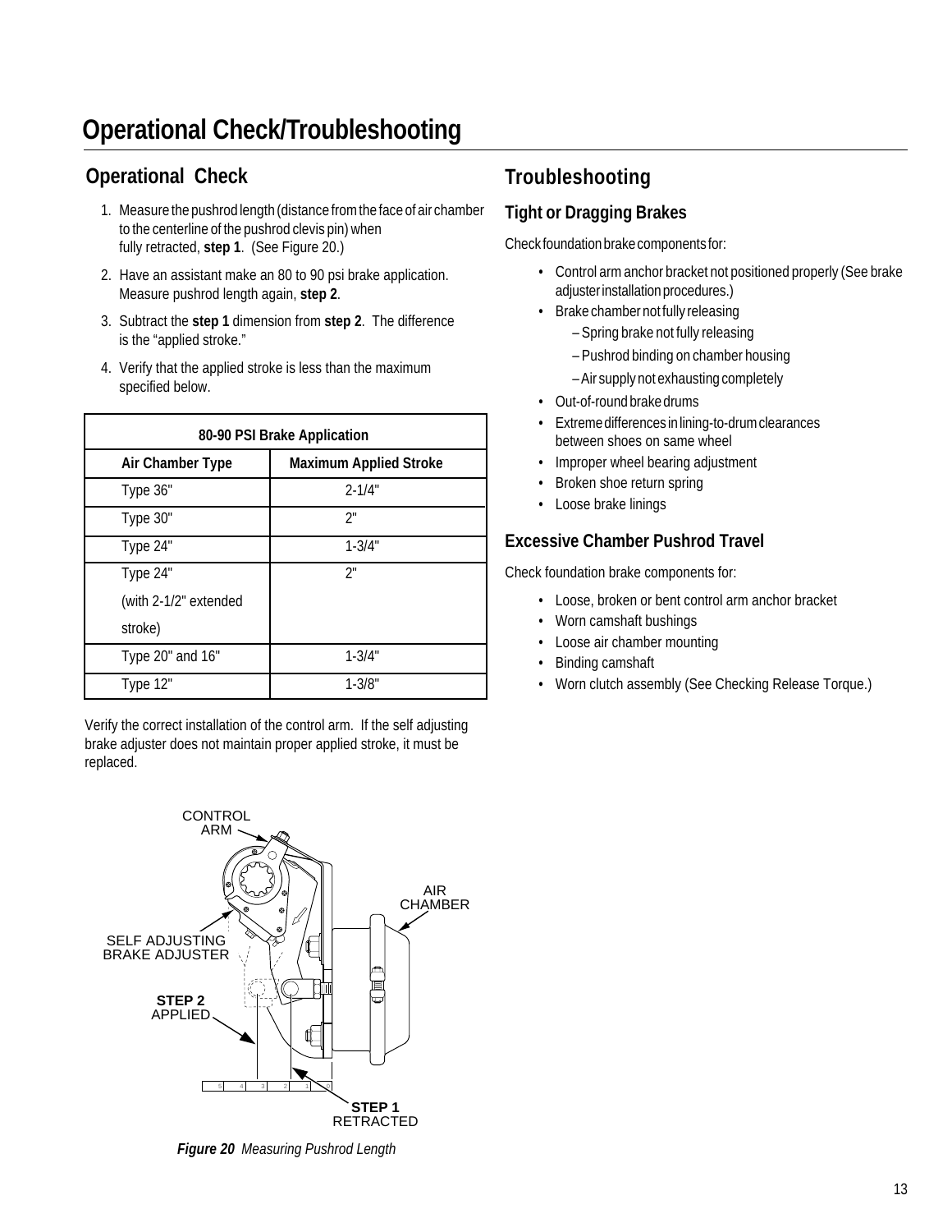# Operational Check/Troubleshooting

## Operational Check

1. Measure the pushrod length (distance from the face of air chamber to the centerline of the pushrod clevis pin) when fully retracted, **step 1**. (See Figure 20.)
2. Have an assistant make an 80 to 90 psi brake application. Measure pushrod length again, **step 2**.
3. Subtract the **step 1** dimension from **step 2**. The difference is the "applied stroke."
4. Verify that the applied stroke is less than the maximum specified below.

| 80-90 PSI Brake Application | |
|---|---|
| **Air Chamber Type** | **Maximum Applied Stroke** |
| Type 36" | 2-1/4" |
| Type 30" | 2" |
| Type 24" | 1-3/4" |
| Type 24" (with 2-1/2" extended stroke) | 2" |
| Type 20" and 16" | 1-3/4" |
| Type 12" | 1-3/8" |

Verify the correct installation of the control arm. If the self adjusting brake adjuster does not maintain proper applied stroke, it must be replaced.

CONTROL ARM

AIR CHAMBER

SELF ADJUSTING BRAKE ADJUSTER

**STEP 2** APPLIED

**STEP 1** RETRACTED

***Figure 20*** *Measuring Pushrod Length*

## Troubleshooting

### Tight or Dragging Brakes

Check foundation brake components for:

- Control arm anchor bracket not positioned properly (See brake adjuster installation procedures.)
- Brake chamber not fully releasing
  - – Spring brake not fully releasing
  - – Pushrod binding on chamber housing
  - – Air supply not exhausting completely
- Out-of-round brake drums
- Extreme differences in lining-to-drum clearances between shoes on same wheel
- Improper wheel bearing adjustment
- Broken shoe return spring
- Loose brake linings

### Excessive Chamber Pushrod Travel

Check foundation brake components for:

- Loose, broken or bent control arm anchor bracket
- Worn camshaft bushings
- Loose air chamber mounting
- Binding camshaft
- Worn clutch assembly (See Checking Release Torque.)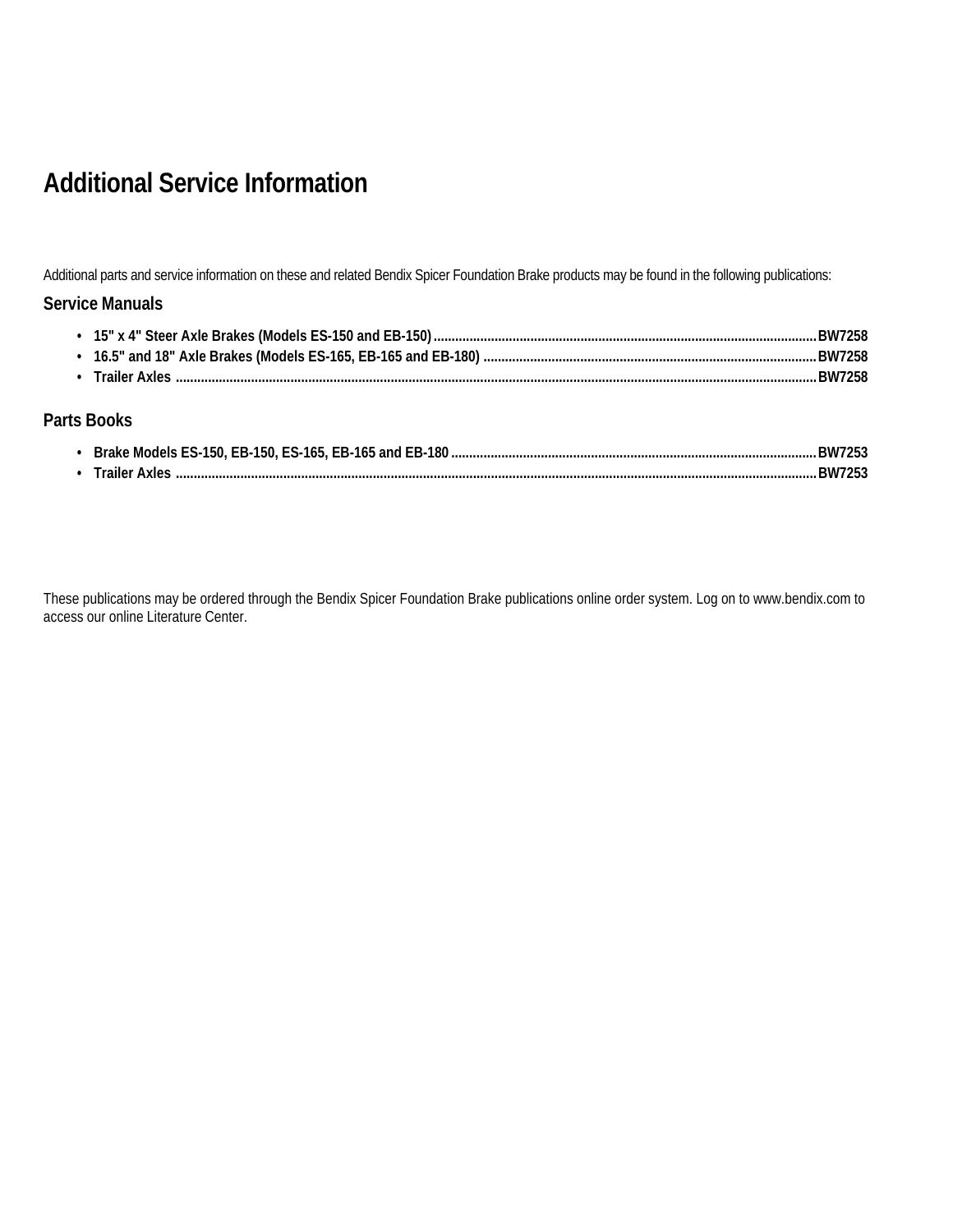# Additional Service Information

Additional parts and service information on these and related Bendix Spicer Foundation Brake products may be found in the following publications:

## Service Manuals

- **15" x 4" Steer Axle Brakes (Models ES-150 and EB-150)............BW7258**
- **16.5" and 18" Axle Brakes (Models ES-165, EB-165 and EB-180)............BW7258**
- **Trailer Axles............BW7258**

## Parts Books

- **Brake Models ES-150, EB-150, ES-165, EB-165 and EB-180............BW7253**
- **Trailer Axles............BW7253**

These publications may be ordered through the Bendix Spicer Foundation Brake publications online order system. Log on to www.bendix.com to access our online Literature Center.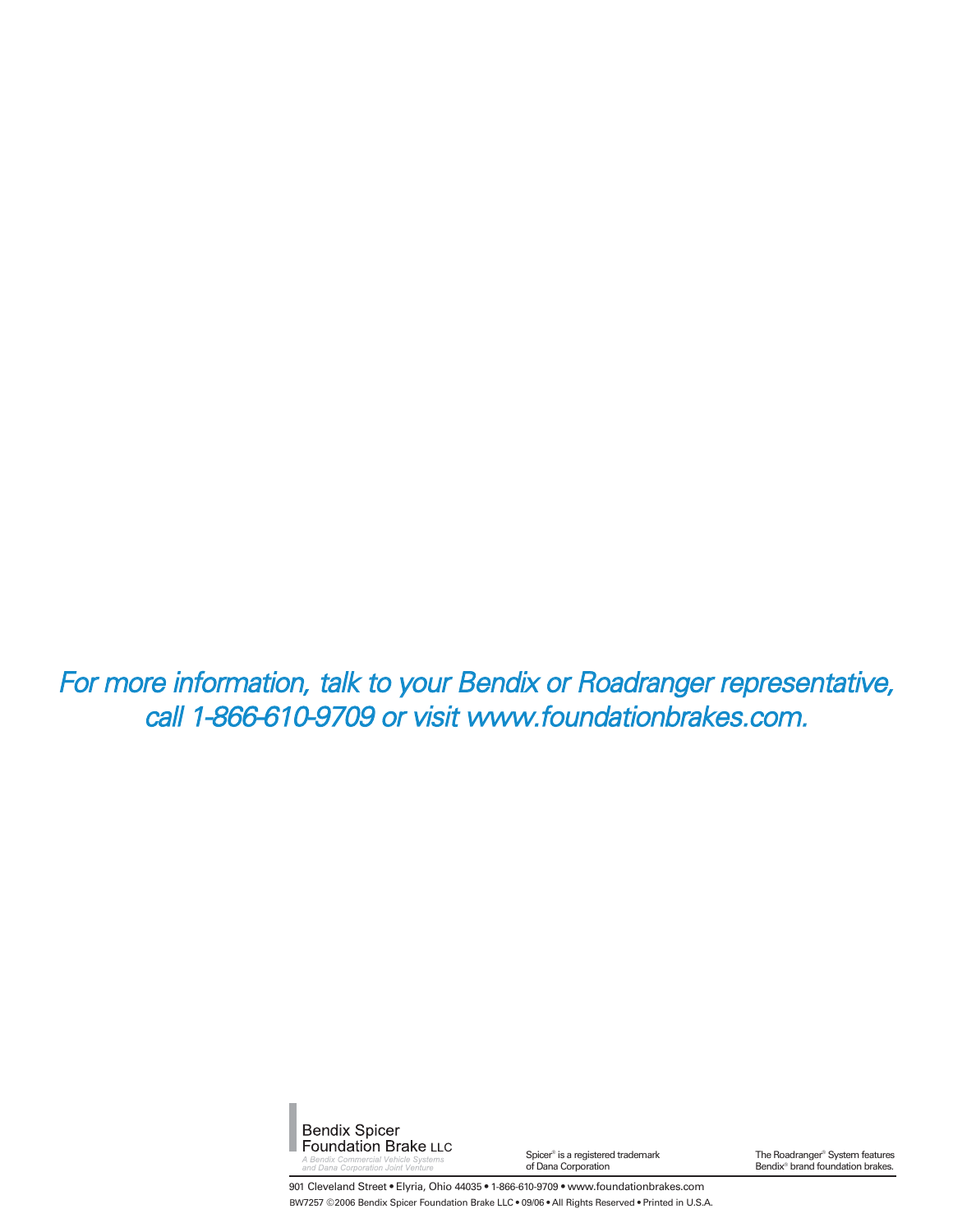*For more information, talk to your Bendix or Roadranger representative, call 1-866-610-9709 or visit www.foundationbrakes.com.*

Bendix Spicer
Foundation Brake LLC
*A Bendix Commercial Vehicle Systems and Dana Corporation Joint Venture*

Spicer® is a registered trademark of Dana Corporation

The Roadranger® System features Bendix® brand foundation brakes.

901 Cleveland Street • Elyria, Ohio 44035 • 1-866-610-9709 • www.foundationbrakes.com

BW7257 ©2006 Bendix Spicer Foundation Brake LLC • 09/06 • All Rights Reserved • Printed in U.S.A.